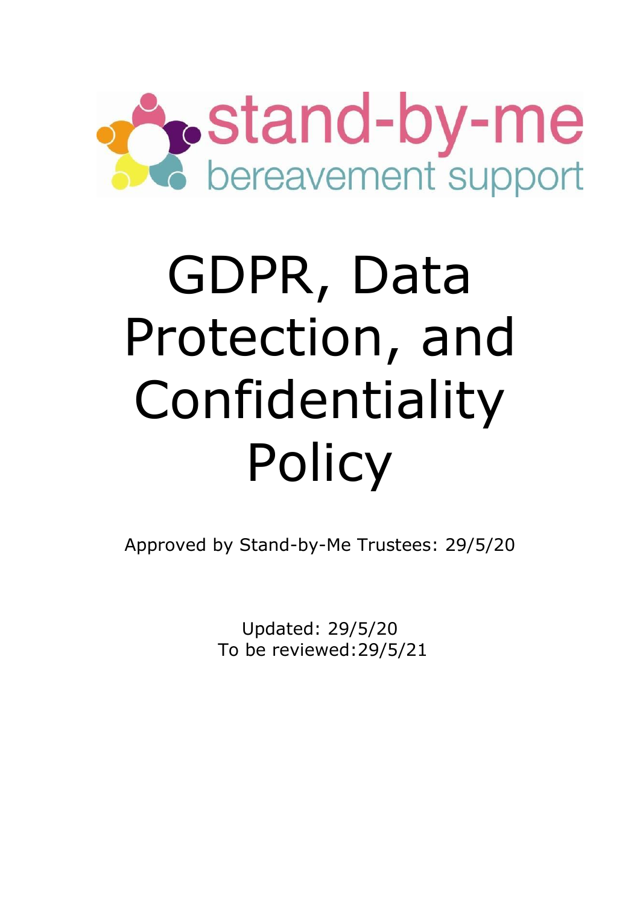stand-by-me

bereavement support

# GDPR, Data Protection, and Confidentiality Policy

Approved by Stand-by-Me Trustees: 29/5/20

Updated: 29/5/20

To be reviewed:29/5/21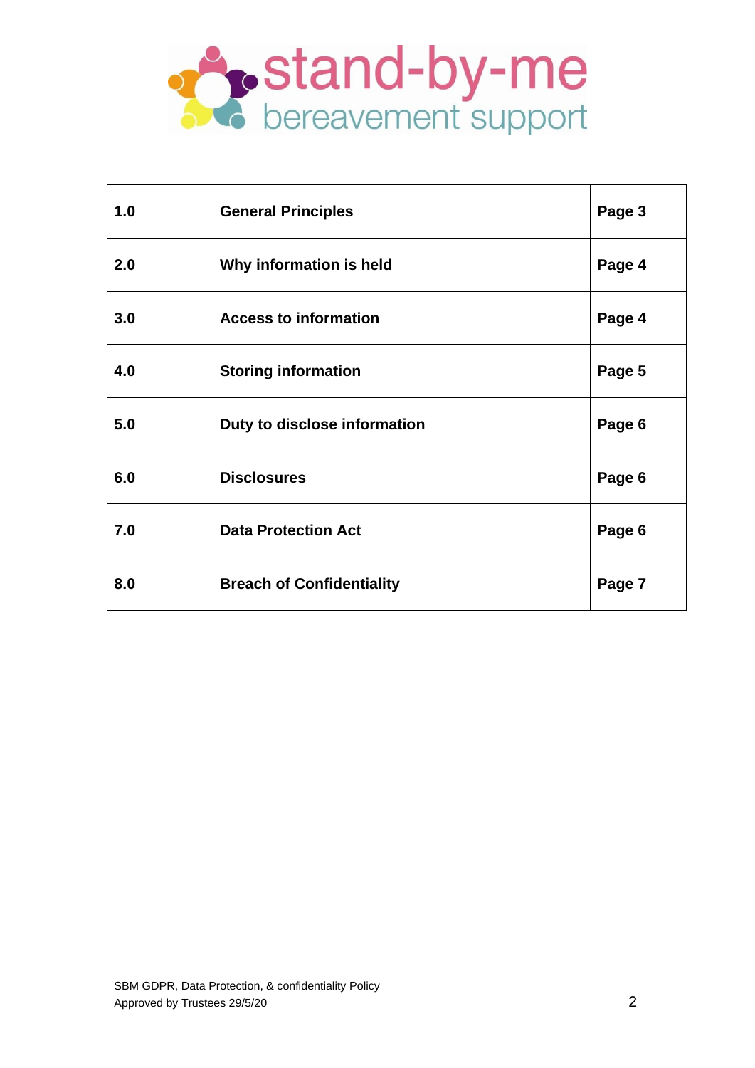stand-by-me
bereavement support

| | | |
|---|---|---|
| **1.0** | **General Principles** | **Page 3** |
| **2.0** | **Why information is held** | **Page 4** |
| **3.0** | **Access to information** | **Page 4** |
| **4.0** | **Storing information** | **Page 5** |
| **5.0** | **Duty to disclose information** | **Page 6** |
| **6.0** | **Disclosures** | **Page 6** |
| **7.0** | **Data Protection Act** | **Page 6** |
| **8.0** | **Breach of Confidentiality** | **Page 7** |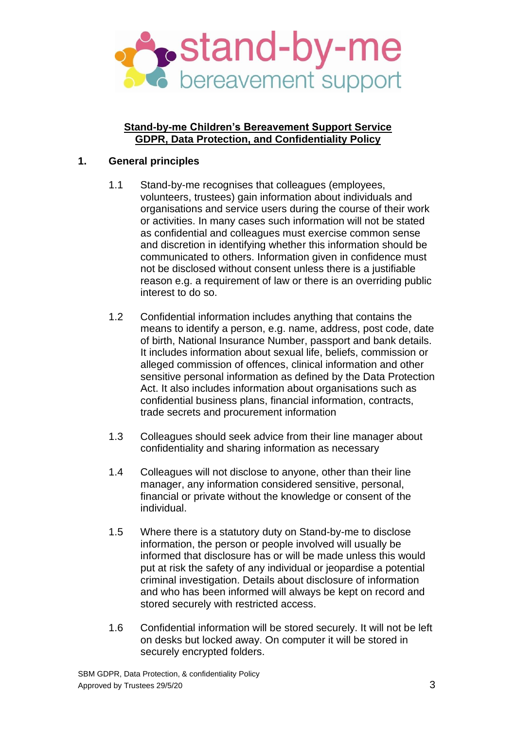**Stand-by-me Children's Bereavement Support Service**
**GDPR, Data Protection, and Confidentiality Policy**

## 1. General principles

1.1 Stand-by-me recognises that colleagues (employees, volunteers, trustees) gain information about individuals and organisations and service users during the course of their work or activities. In many cases such information will not be stated as confidential and colleagues must exercise common sense and discretion in identifying whether this information should be communicated to others. Information given in confidence must not be disclosed without consent unless there is a justifiable reason e.g. a requirement of law or there is an overriding public interest to do so.

1.2 Confidential information includes anything that contains the means to identify a person, e.g. name, address, post code, date of birth, National Insurance Number, passport and bank details. It includes information about sexual life, beliefs, commission or alleged commission of offences, clinical information and other sensitive personal information as defined by the Data Protection Act. It also includes information about organisations such as confidential business plans, financial information, contracts, trade secrets and procurement information

1.3 Colleagues should seek advice from their line manager about confidentiality and sharing information as necessary

1.4 Colleagues will not disclose to anyone, other than their line manager, any information considered sensitive, personal, financial or private without the knowledge or consent of the individual.

1.5 Where there is a statutory duty on Stand-by-me to disclose information, the person or people involved will usually be informed that disclosure has or will be made unless this would put at risk the safety of any individual or jeopardise a potential criminal investigation. Details about disclosure of information and who has been informed will always be kept on record and stored securely with restricted access.

1.6 Confidential information will be stored securely. It will not be left on desks but locked away. On computer it will be stored in securely encrypted folders.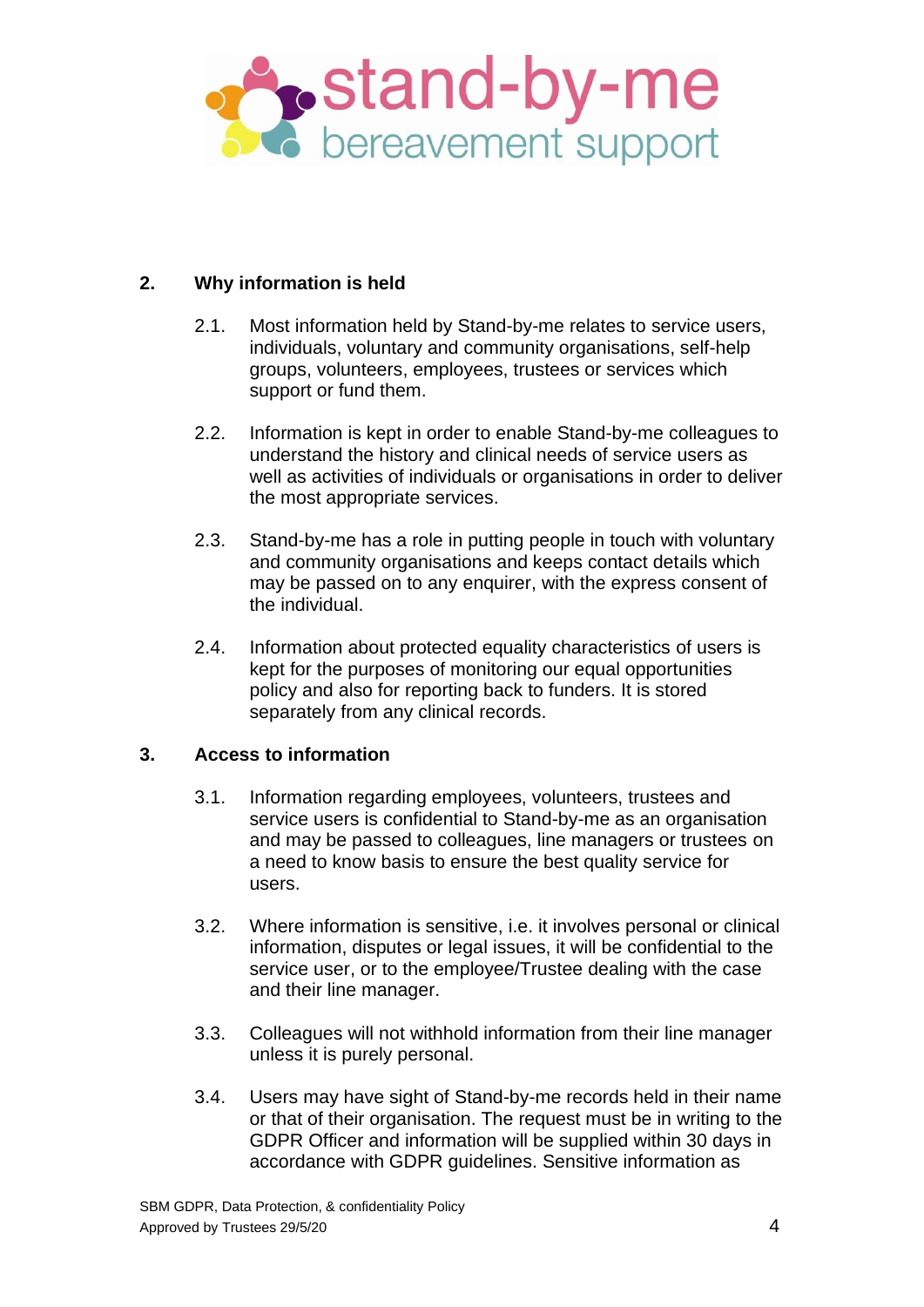## 2. Why information is held

2.1. Most information held by Stand-by-me relates to service users, individuals, voluntary and community organisations, self-help groups, volunteers, employees, trustees or services which support or fund them.

2.2. Information is kept in order to enable Stand-by-me colleagues to understand the history and clinical needs of service users as well as activities of individuals or organisations in order to deliver the most appropriate services.

2.3. Stand-by-me has a role in putting people in touch with voluntary and community organisations and keeps contact details which may be passed on to any enquirer, with the express consent of the individual.

2.4. Information about protected equality characteristics of users is kept for the purposes of monitoring our equal opportunities policy and also for reporting back to funders. It is stored separately from any clinical records.

## 3. Access to information

3.1. Information regarding employees, volunteers, trustees and service users is confidential to Stand-by-me as an organisation and may be passed to colleagues, line managers or trustees on a need to know basis to ensure the best quality service for users.

3.2. Where information is sensitive, i.e. it involves personal or clinical information, disputes or legal issues, it will be confidential to the service user, or to the employee/Trustee dealing with the case and their line manager.

3.3. Colleagues will not withhold information from their line manager unless it is purely personal.

3.4. Users may have sight of Stand-by-me records held in their name or that of their organisation. The request must be in writing to the GDPR Officer and information will be supplied within 30 days in accordance with GDPR guidelines. Sensitive information as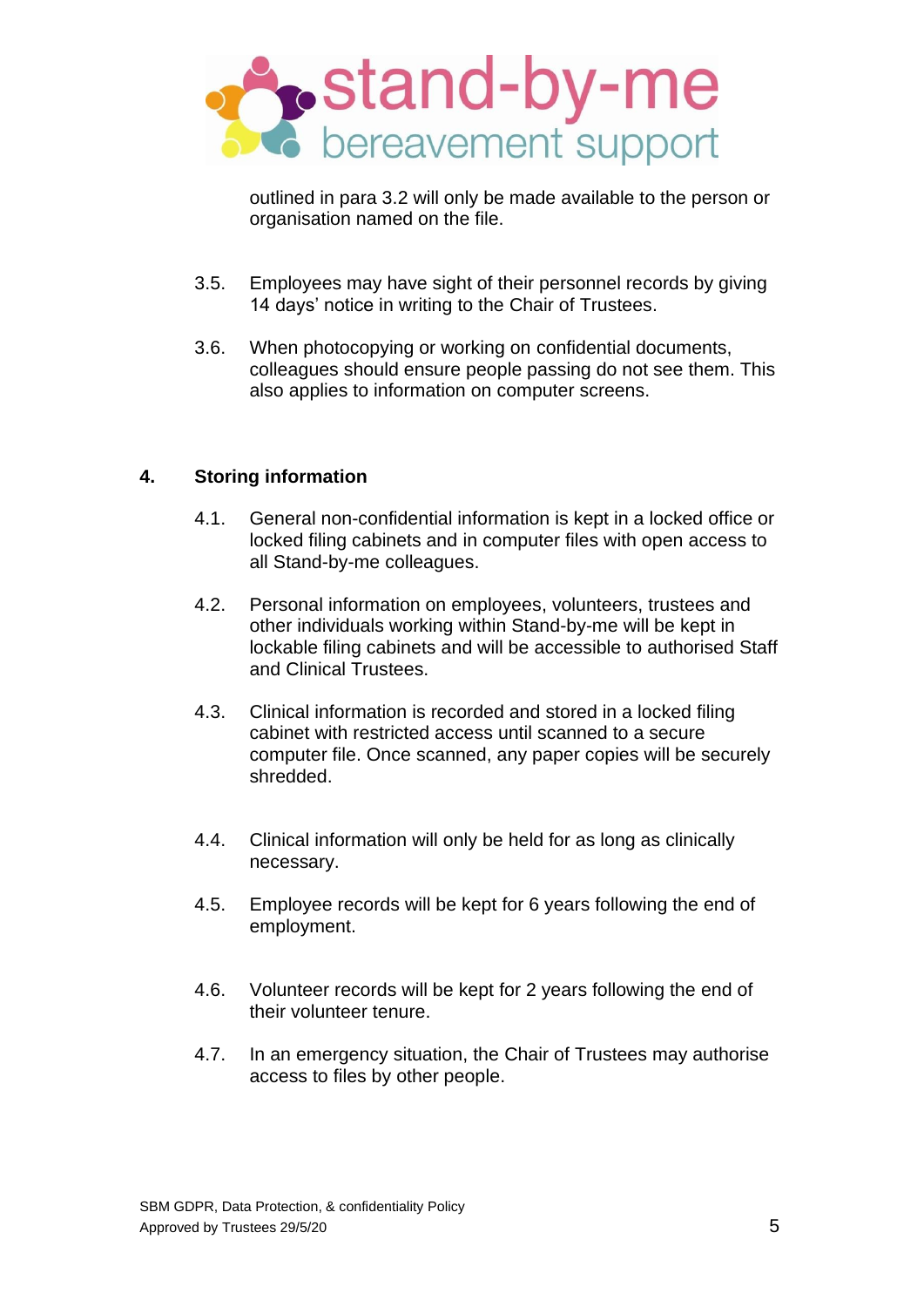outlined in para 3.2 will only be made available to the person or organisation named on the file.

3.5. Employees may have sight of their personnel records by giving 14 days' notice in writing to the Chair of Trustees.

3.6. When photocopying or working on confidential documents, colleagues should ensure people passing do not see them. This also applies to information on computer screens.

## 4. Storing information

4.1. General non-confidential information is kept in a locked office or locked filing cabinets and in computer files with open access to all Stand-by-me colleagues.

4.2. Personal information on employees, volunteers, trustees and other individuals working within Stand-by-me will be kept in lockable filing cabinets and will be accessible to authorised Staff and Clinical Trustees.

4.3. Clinical information is recorded and stored in a locked filing cabinet with restricted access until scanned to a secure computer file. Once scanned, any paper copies will be securely shredded.

4.4. Clinical information will only be held for as long as clinically necessary.

4.5. Employee records will be kept for 6 years following the end of employment.

4.6. Volunteer records will be kept for 2 years following the end of their volunteer tenure.

4.7. In an emergency situation, the Chair of Trustees may authorise access to files by other people.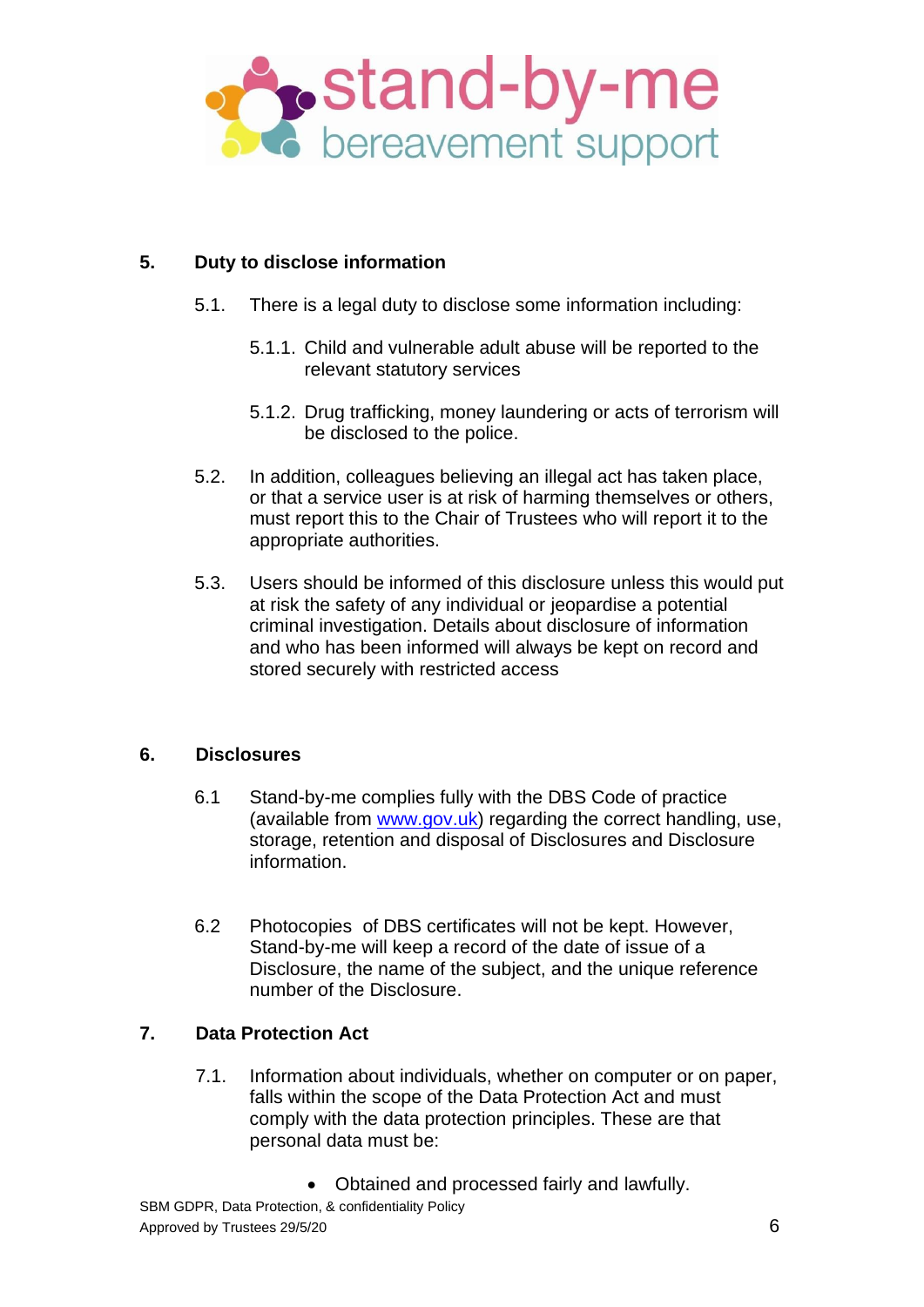## 5. Duty to disclose information

5.1. There is a legal duty to disclose some information including:

5.1.1. Child and vulnerable adult abuse will be reported to the relevant statutory services

5.1.2. Drug trafficking, money laundering or acts of terrorism will be disclosed to the police.

5.2. In addition, colleagues believing an illegal act has taken place, or that a service user is at risk of harming themselves or others, must report this to the Chair of Trustees who will report it to the appropriate authorities.

5.3. Users should be informed of this disclosure unless this would put at risk the safety of any individual or jeopardise a potential criminal investigation. Details about disclosure of information and who has been informed will always be kept on record and stored securely with restricted access

## 6. Disclosures

6.1 Stand-by-me complies fully with the DBS Code of practice (available from [www.gov.uk](http://www.gov.uk)) regarding the correct handling, use, storage, retention and disposal of Disclosures and Disclosure information.

6.2 Photocopies of DBS certificates will not be kept. However, Stand-by-me will keep a record of the date of issue of a Disclosure, the name of the subject, and the unique reference number of the Disclosure.

## 7. Data Protection Act

7.1. Information about individuals, whether on computer or on paper, falls within the scope of the Data Protection Act and must comply with the data protection principles. These are that personal data must be:

- Obtained and processed fairly and lawfully.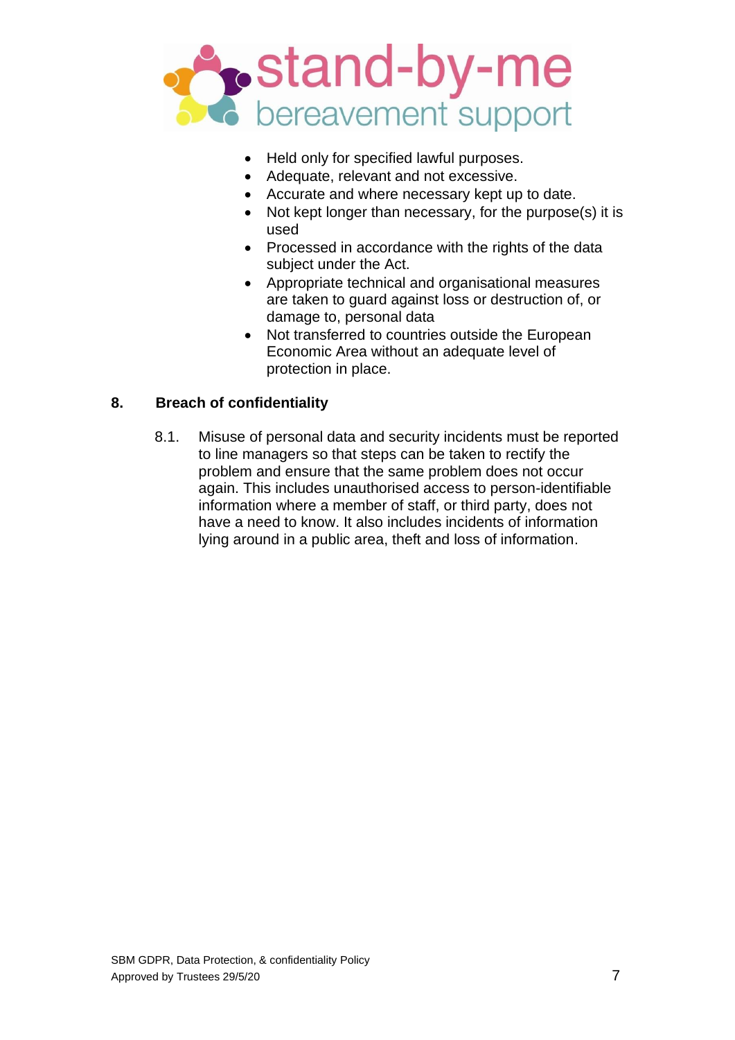- Held only for specified lawful purposes.
- Adequate, relevant and not excessive.
- Accurate and where necessary kept up to date.
- Not kept longer than necessary, for the purpose(s) it is used
- Processed in accordance with the rights of the data subject under the Act.
- Appropriate technical and organisational measures are taken to guard against loss or destruction of, or damage to, personal data
- Not transferred to countries outside the European Economic Area without an adequate level of protection in place.

## 8. Breach of confidentiality

8.1. Misuse of personal data and security incidents must be reported to line managers so that steps can be taken to rectify the problem and ensure that the same problem does not occur again. This includes unauthorised access to person-identifiable information where a member of staff, or third party, does not have a need to know. It also includes incidents of information lying around in a public area, theft and loss of information.